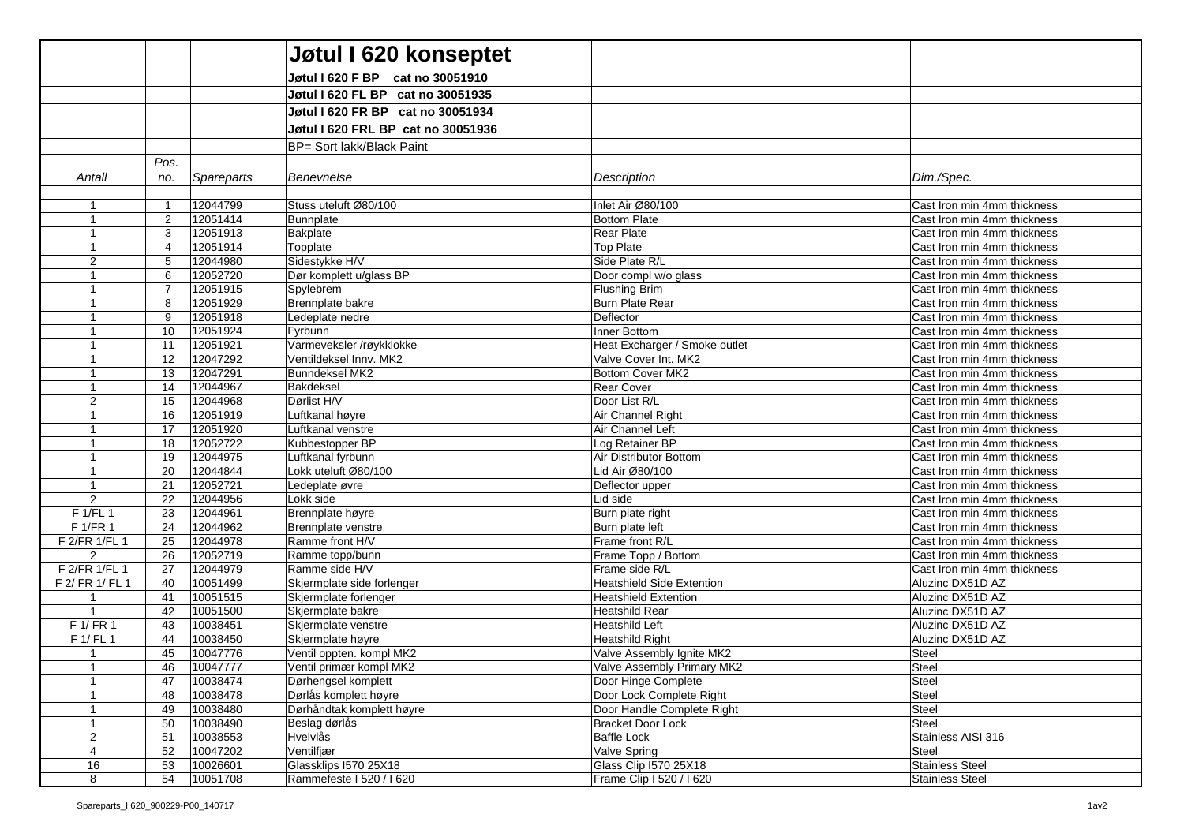# Jøtul I 620 konseptet

**Jøtul I 620 F BP cat no 30051910**

**Jøtul I 620 FL BP cat no 30051935**

**Jøtul I 620 FR BP cat no 30051934**

**Jøtul I 620 FRL BP cat no 30051936**

BP= Sort lakk/Black Paint

| *Antall* | *Pos. no.* | *Spareparts* | *Benevnelse* | *Description* | *Dim./Spec.* |
|---|---|---|---|---|---|
| 1 | 1 | 12044799 | Stuss uteluft Ø80/100 | Inlet Air Ø80/100 | Cast Iron min 4mm thickness |
| 1 | 2 | 12051414 | Bunnplate | Bottom Plate | Cast Iron min 4mm thickness |
| 1 | 3 | 12051913 | Bakplate | Rear Plate | Cast Iron min 4mm thickness |
| 1 | 4 | 12051914 | Topplate | Top Plate | Cast Iron min 4mm thickness |
| 2 | 5 | 12044980 | Sidestykke H/V | Side Plate R/L | Cast Iron min 4mm thickness |
| 1 | 6 | 12052720 | Dør komplett u/glass BP | Door compl w/o glass | Cast Iron min 4mm thickness |
| 1 | 7 | 12051915 | Spylebrem | Flushing Brim | Cast Iron min 4mm thickness |
| 1 | 8 | 12051929 | Brennplate bakre | Burn Plate Rear | Cast Iron min 4mm thickness |
| 1 | 9 | 12051918 | Ledeplate nedre | Deflector | Cast Iron min 4mm thickness |
| 1 | 10 | 12051924 | Fyrbunn | Inner Bottom | Cast Iron min 4mm thickness |
| 1 | 11 | 12051921 | Varmeveksler /røykklokke | Heat Excharger / Smoke outlet | Cast Iron min 4mm thickness |
| 1 | 12 | 12047292 | Ventildeksel Innv. MK2 | Valve Cover Int. MK2 | Cast Iron min 4mm thickness |
| 1 | 13 | 12047291 | Bunndeksel MK2 | Bottom Cover MK2 | Cast Iron min 4mm thickness |
| 1 | 14 | 12044967 | Bakdeksel | Rear Cover | Cast Iron min 4mm thickness |
| 2 | 15 | 12044968 | Dørlist H/V | Door List R/L | Cast Iron min 4mm thickness |
| 1 | 16 | 12051919 | Luftkanal høyre | Air Channel Right | Cast Iron min 4mm thickness |
| 1 | 17 | 12051920 | Luftkanal venstre | Air Channel Left | Cast Iron min 4mm thickness |
| 1 | 18 | 12052722 | Kubbestopper BP | Log Retainer BP | Cast Iron min 4mm thickness |
| 1 | 19 | 12044975 | Luftkanal fyrbunn | Air Distributor Bottom | Cast Iron min 4mm thickness |
| 1 | 20 | 12044844 | Lokk uteluft Ø80/100 | Lid Air Ø80/100 | Cast Iron min 4mm thickness |
| 1 | 21 | 12052721 | Ledeplate øvre | Deflector upper | Cast Iron min 4mm thickness |
| 2 | 22 | 12044956 | Lokk side | Lid side | Cast Iron min 4mm thickness |
| F 1/FL 1 | 23 | 12044961 | Brennplate høyre | Burn plate right | Cast Iron min 4mm thickness |
| F 1/FR 1 | 24 | 12044962 | Brennplate venstre | Burn plate left | Cast Iron min 4mm thickness |
| F 2/FR 1/FL 1 | 25 | 12044978 | Ramme front H/V | Frame front R/L | Cast Iron min 4mm thickness |
| 2 | 26 | 12052719 | Ramme topp/bunn | Frame Topp / Bottom | Cast Iron min 4mm thickness |
| F 2/FR 1/FL 1 | 27 | 12044979 | Ramme side H/V | Frame side R/L | Cast Iron min 4mm thickness |
| F 2/ FR 1/ FL 1 | 40 | 10051499 | Skjermplate side forlenger | Heatshield Side Extention | Aluzinc DX51D AZ |
| 1 | 41 | 10051515 | Skjermplate forlenger | Heatshield Extention | Aluzinc DX51D AZ |
| 1 | 42 | 10051500 | Skjermplate bakre | Heatshild Rear | Aluzinc DX51D AZ |
| F 1/ FR 1 | 43 | 10038451 | Skjermplate venstre | Heatshild Left | Aluzinc DX51D AZ |
| F 1/ FL 1 | 44 | 10038450 | Skjermplate høyre | Heatshild Right | Aluzinc DX51D AZ |
| 1 | 45 | 10047776 | Ventil oppten. kompl MK2 | Valve Assembly Ignite MK2 | Steel |
| 1 | 46 | 10047777 | Ventil primær kompl MK2 | Valve Assembly Primary MK2 | Steel |
| 1 | 47 | 10038474 | Dørhengsel komplett | Door Hinge Complete | Steel |
| 1 | 48 | 10038478 | Dørlås komplett høyre | Door Lock Complete Right | Steel |
| 1 | 49 | 10038480 | Dørhåndtak komplett høyre | Door Handle Complete Right | Steel |
| 1 | 50 | 10038490 | Beslag dørlås | Bracket Door Lock | Steel |
| 2 | 51 | 10038553 | Hvelvlås | Baffle Lock | Stainless AISI 316 |
| 4 | 52 | 10047202 | Ventilfjær | Valve Spring | Steel |
| 16 | 53 | 10026601 | Glassklips I570 25X18 | Glass Clip I570 25X18 | Stainless Steel |
| 8 | 54 | 10051708 | Rammefeste I 520 / I 620 | Frame Clip I 520 / I 620 | Stainless Steel |

Spareparts_I 620_900229-P00_140717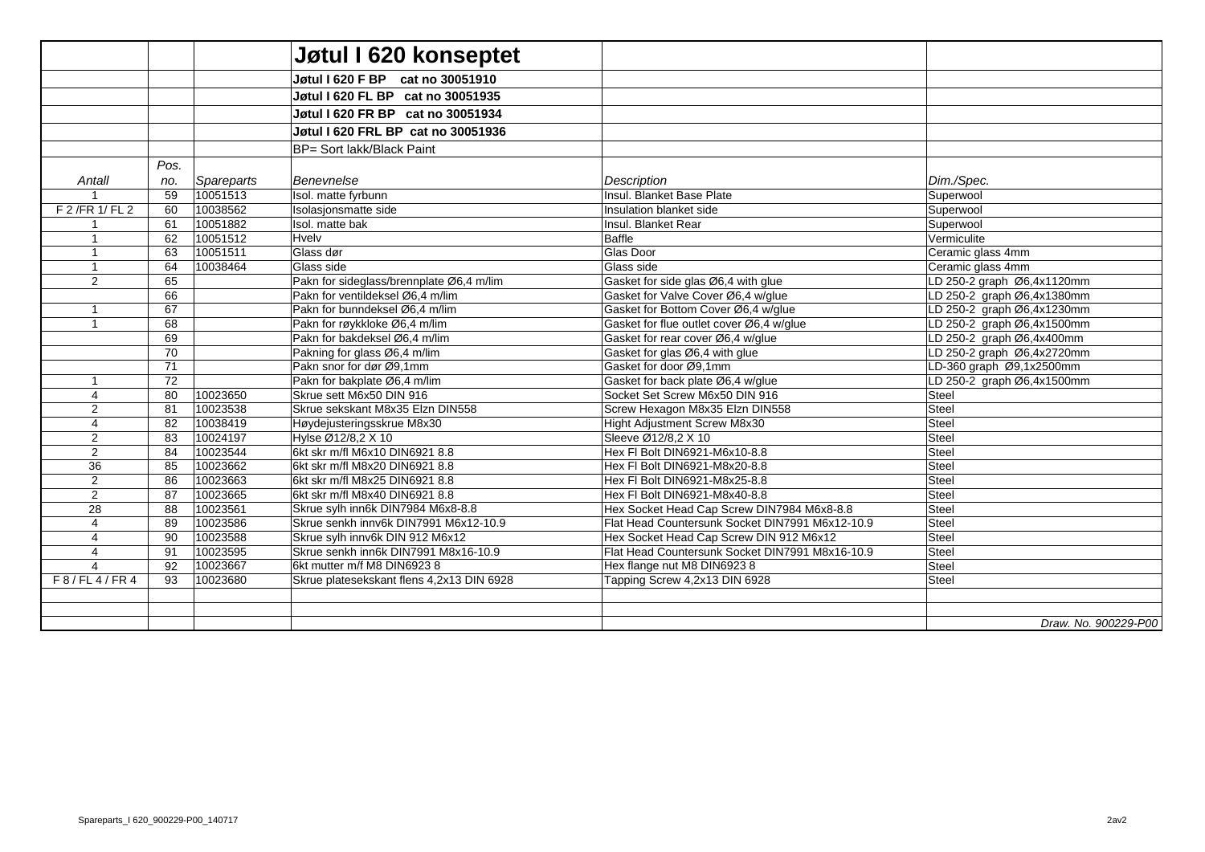| | | | Jøtul I 620 konseptet | | |
|---|---|---|---|---|---|
| | | | **Jøtul I 620 F BP cat no 30051910** | | |
| | | | **Jøtul I 620 FL BP cat no 30051935** | | |
| | | | **Jøtul I 620 FR BP cat no 30051934** | | |
| | | | **Jøtul I 620 FRL BP cat no 30051936** | | |
| | | | BP= Sort lakk/Black Paint | | |
| *Antall* | *Pos. no.* | *Spareparts* | *Benevnelse* | *Description* | *Dim./Spec.* |
| 1 | 59 | 10051513 | Isol. matte fyrbunn | Insul. Blanket Base Plate | Superwool |
| F 2 /FR 1/ FL 2 | 60 | 10038562 | Isolasjonsmatte side | Insulation blanket side | Superwool |
| 1 | 61 | 10051882 | Isol. matte bak | Insul. Blanket Rear | Superwool |
| 1 | 62 | 10051512 | Hvelv | Baffle | Vermiculite |
| 1 | 63 | 10051511 | Glass dør | Glas Door | Ceramic glass 4mm |
| 1 | 64 | 10038464 | Glass side | Glass side | Ceramic glass 4mm |
| 2 | 65 | | Pakn for sideglass/brennplate Ø6,4 m/lim | Gasket for side glas Ø6,4 with glue | LD 250-2 graph Ø6,4x1120mm |
| | 66 | | Pakn for ventildeksel Ø6,4 m/lim | Gasket for Valve Cover Ø6,4 w/glue | LD 250-2 graph Ø6,4x1380mm |
| 1 | 67 | | Pakn for bunndeksel Ø6,4 m/lim | Gasket for Bottom Cover Ø6,4 w/glue | LD 250-2 graph Ø6,4x1230mm |
| 1 | 68 | | Pakn for røykkloke Ø6,4 m/lim | Gasket for flue outlet cover Ø6,4 w/glue | LD 250-2 graph Ø6,4x1500mm |
| | 69 | | Pakn for bakdeksel Ø6,4 m/lim | Gasket for rear cover Ø6,4 w/glue | LD 250-2 graph Ø6,4x400mm |
| | 70 | | Pakning for glass Ø6,4 m/lim | Gasket for glas Ø6,4 with glue | LD 250-2 graph Ø6,4x2720mm |
| | 71 | | Pakn snor for dør Ø9,1mm | Gasket for door Ø9,1mm | LD-360 graph Ø9,1x2500mm |
| 1 | 72 | | Pakn for bakplate Ø6,4 m/lim | Gasket for back plate Ø6,4 w/glue | LD 250-2 graph Ø6,4x1500mm |
| 4 | 80 | 10023650 | Skrue sett M6x50 DIN 916 | Socket Set Screw M6x50 DIN 916 | Steel |
| 2 | 81 | 10023538 | Skrue sekskant M8x35 Elzn DIN558 | Screw Hexagon M8x35 Elzn DIN558 | Steel |
| 4 | 82 | 10038419 | Høydejusteringsskrue M8x30 | Hight Adjustment Screw M8x30 | Steel |
| 2 | 83 | 10024197 | Hylse Ø12/8,2 X 10 | Sleeve Ø12/8,2 X 10 | Steel |
| 2 | 84 | 10023544 | 6kt skr m/fl M6x10 DIN6921 8.8 | Hex Fl Bolt DIN6921-M6x10-8.8 | Steel |
| 36 | 85 | 10023662 | 6kt skr m/fl M8x20 DIN6921 8.8 | Hex Fl Bolt DIN6921-M8x20-8.8 | Steel |
| 2 | 86 | 10023663 | 6kt skr m/fl M8x25 DIN6921 8.8 | Hex Fl Bolt DIN6921-M8x25-8.8 | Steel |
| 2 | 87 | 10023665 | 6kt skr m/fl M8x40 DIN6921 8.8 | Hex Fl Bolt DIN6921-M8x40-8.8 | Steel |
| 28 | 88 | 10023561 | Skrue sylh inn6k DIN7984 M6x8-8.8 | Hex Socket Head Cap Screw DIN7984 M6x8-8.8 | Steel |
| 4 | 89 | 10023586 | Skrue senkh innv6k DIN7991 M6x12-10.9 | Flat Head Countersunk Socket DIN7991 M6x12-10.9 | Steel |
| 4 | 90 | 10023588 | Skrue sylh innv6k DIN 912 M6x12 | Hex Socket Head Cap Screw DIN 912 M6x12 | Steel |
| 4 | 91 | 10023595 | Skrue senkh inn6k DIN7991 M8x16-10.9 | Flat Head Countersunk Socket DIN7991 M8x16-10.9 | Steel |
| 4 | 92 | 10023667 | 6kt mutter m/f M8 DIN6923 8 | Hex flange nut M8 DIN6923 8 | Steel |
| F 8 / FL 4 / FR 4 | 93 | 10023680 | Skrue platesekskant flens 4,2x13 DIN 6928 | Tapping Screw 4,2x13 DIN 6928 | Steel |
| | | | | | |
| | | | | | |
| | | | | | *Draw. No. 900229-P00* |

Spareparts_I 620_900229-P00_140717